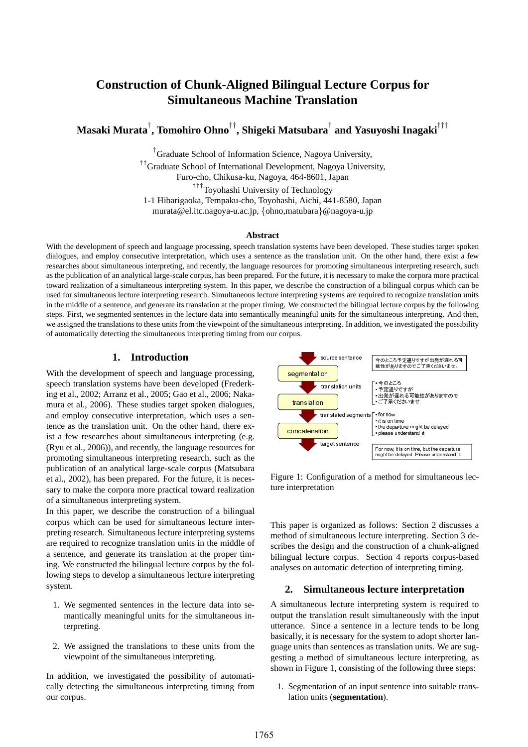# Construction of Chunk-Aligned Bilingual Lecture Corpus for Simultaneous Machine Translation

**Masaki Murata[†], Tomohiro Ohno[††], Shigeki Matsubara[†] and Yasuyoshi Inagaki[†††]**

[†]Graduate School of Information Science, Nagoya University,
[††]Graduate School of International Development, Nagoya University,
Furo-cho, Chikusa-ku, Nagoya, 464-8601, Japan
[†††]Toyohashi University of Technology
1-1 Hibarigaoka, Tempaku-cho, Toyohashi, Aichi, 441-8580, Japan
murata@el.itc.nagoya-u.ac.jp, {ohno,matubara}@nagoya-u.jp

## Abstract

With the development of speech and language processing, speech translation systems have been developed. These studies target spoken dialogues, and employ consecutive interpretation, which uses a sentence as the translation unit. On the other hand, there exist a few researches about simultaneous interpreting, and recently, the language resources for promoting simultaneous interpreting research, such as the publication of an analytical large-scale corpus, has been prepared. For the future, it is necessary to make the corpora more practical toward realization of a simultaneous interpreting system. In this paper, we describe the construction of a bilingual corpus which can be used for simultaneous lecture interpreting research. Simultaneous lecture interpreting systems are required to recognize translation units in the middle of a sentence, and generate its translation at the proper timing. We constructed the bilingual lecture corpus by the following steps. First, we segmented sentences in the lecture data into semantically meaningful units for the simultaneous interpreting. And then, we assigned the translations to these units from the viewpoint of the simultaneous interpreting. In addition, we investigated the possibility of automatically detecting the simultaneous interpreting timing from our corpus.

## 1. Introduction

With the development of speech and language processing, speech translation systems have been developed (Frederking et al., 2002; Arranz et al., 2005; Gao et al., 2006; Nakamura et al., 2006). These studies target spoken dialogues, and employ consecutive interpretation, which uses a sentence as the translation unit. On the other hand, there exist a few researches about simultaneous interpreting (e.g. (Ryu et al., 2006)), and recently, the language resources for promoting simultaneous interpreting research, such as the publication of an analytical large-scale corpus (Matsubara et al., 2002), has been prepared. For the future, it is necessary to make the corpora more practical toward realization of a simultaneous interpreting system.

In this paper, we describe the construction of a bilingual corpus which can be used for simultaneous lecture interpreting research. Simultaneous lecture interpreting systems are required to recognize translation units in the middle of a sentence, and generate its translation at the proper timing. We constructed the bilingual lecture corpus by the following steps to develop a simultaneous lecture interpreting system.

1. We segmented sentences in the lecture data into semantically meaningful units for the simultaneous interpreting.
2. We assigned the translations to these units from the viewpoint of the simultaneous interpreting.

In addition, we investigated the possibility of automatically detecting the simultaneous interpreting timing from our corpus.

source sentence: 今のところ予定通りですが出発が遅れる可能性がありますのでご了承くださいませ。
segmentation
translation units:
- 今のところ
- 予定通りですが
- 出発が遅れる可能性がありますので
- ご了承くださいませ

translation
translated segments:
- for now
- it is on time
- the departure might be delayed
- please understand it

concatenation
target sentence: For now, it is on time, but the departure might be delayed. Please understand it.

Figure 1: Configuration of a method for simultaneous lecture interpretation

This paper is organized as follows: Section 2 discusses a method of simultaneous lecture interpreting. Section 3 describes the design and the construction of a chunk-aligned bilingual lecture corpus. Section 4 reports corpus-based analyses on automatic detection of interpreting timing.

## 2. Simultaneous lecture interpretation

A simultaneous lecture interpreting system is required to output the translation result simultaneously with the input utterance. Since a sentence in a lecture tends to be long basically, it is necessary for the system to adopt shorter language units than sentences as translation units. We are suggesting a method of simultaneous lecture interpreting, as shown in Figure 1, consisting of the following three steps:

1. Segmentation of an input sentence into suitable translation units (**segmentation**).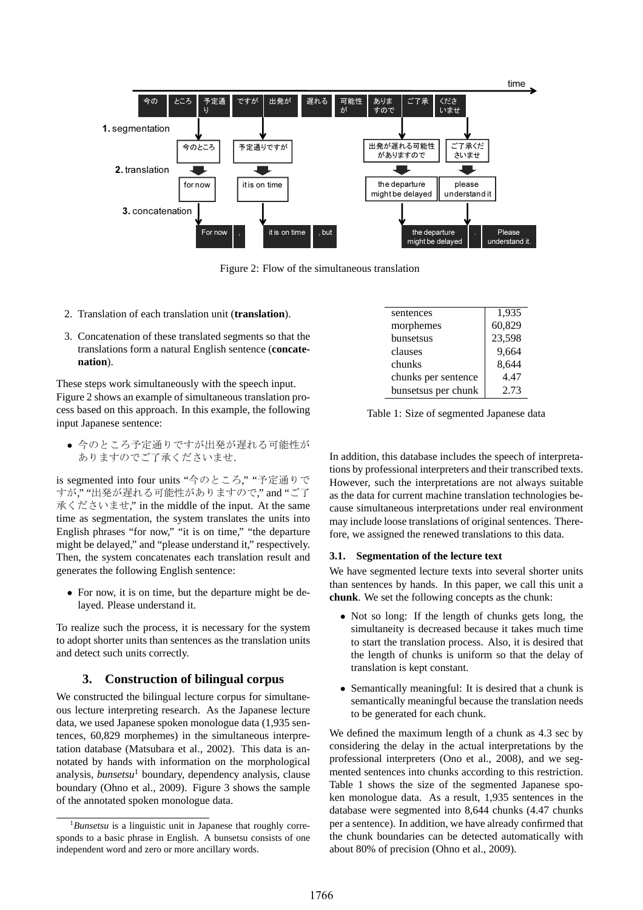Figure 2: Flow of the simultaneous translation

2. Translation of each translation unit (**translation**).
3. Concatenation of these translated segments so that the translations form a natural English sentence (**concatenation**).

These steps work simultaneously with the speech input. Figure 2 shows an example of simultaneous translation process based on this approach. In this example, the following input Japanese sentence:

- 今のところ予定通りですが出発が遅れる可能性がありますのでご了承くださいませ.

is segmented into four units "今のところ," "予定通りですが," "出発が遅れる可能性がありますので," and "ご了承くださいませ," in the middle of the input. At the same time as segmentation, the system translates the units into English phrases "for now," "it is on time," "the departure might be delayed," and "please understand it," respectively. Then, the system concatenates each translation result and generates the following English sentence:

- For now, it is on time, but the departure might be delayed. Please understand it.

To realize such the process, it is necessary for the system to adopt shorter units than sentences as the translation units and detect such units correctly.

## 3. Construction of bilingual corpus

We constructed the bilingual lecture corpus for simultaneous lecture interpreting research. As the Japanese lecture data, we used Japanese spoken monologue data (1,935 sentences, 60,829 morphemes) in the simultaneous interpretation database (Matsubara et al., 2002). This data is annotated by hands with information on the morphological analysis, *bunsetsu*[1] boundary, dependency analysis, clause boundary (Ohno et al., 2009). Figure 3 shows the sample of the annotated spoken monologue data.

[1] *Bunsetsu* is a linguistic unit in Japanese that roughly corresponds to a basic phrase in English. A bunsetsu consists of one independent word and zero or more ancillary words.

| | |
|---|---|
| sentences | 1,935 |
| morphemes | 60,829 |
| bunsetsus | 23,598 |
| clauses | 9,664 |
| chunks | 8,644 |
| chunks per sentence | 4.47 |
| bunsetsus per chunk | 2.73 |

Table 1: Size of segmented Japanese data

In addition, this database includes the speech of interpretations by professional interpreters and their transcribed texts. However, such the interpretations are not always suitable as the data for current machine translation technologies because simultaneous interpretations under real environment may include loose translations of original sentences. Therefore, we assigned the renewed translations to this data.

### 3.1. Segmentation of the lecture text

We have segmented lecture texts into several shorter units than sentences by hands. In this paper, we call this unit a **chunk**. We set the following concepts as the chunk:

- Not so long: If the length of chunks gets long, the simultaneity is decreased because it takes much time to start the translation process. Also, it is desired that the length of chunks is uniform so that the delay of translation is kept constant.
- Semantically meaningful: It is desired that a chunk is semantically meaningful because the translation needs to be generated for each chunk.

We defined the maximum length of a chunk as 4.3 sec by considering the delay in the actual interpretations by the professional interpreters (Ono et al., 2008), and we segmented sentences into chunks according to this restriction. Table 1 shows the size of the segmented Japanese spoken monologue data. As a result, 1,935 sentences in the database were segmented into 8,644 chunks (4.47 chunks per a sentence). In addition, we have already confirmed that the chunk boundaries can be detected automatically with about 80% of precision (Ohno et al., 2009).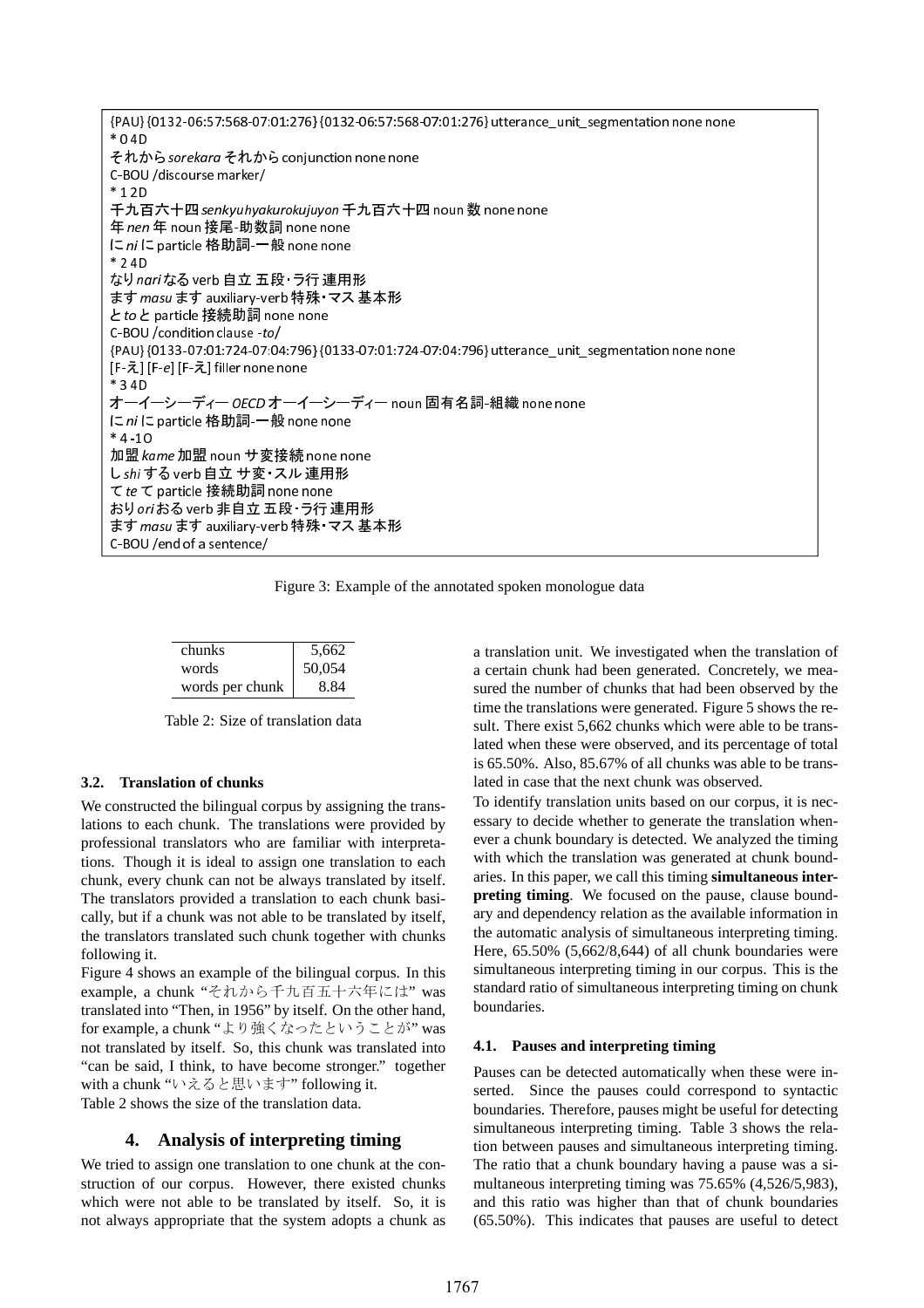```
{PAU} {0132-06:57:568-07:01:276} {0132-06:57:568-07:01:276} utterance_unit_segmentation none none
* 0 4D
それから sorekara それから conjunction none none
C-BOU /discourse marker/
* 1 2D
千九百六十四 senkyuhyakurokujuyon 千九百六十四 noun 数 none none
年 nen 年 noun 接尾-助数詞 none none
に ni に particle 格助詞-一般 none none
* 2 4D
なり nari なる verb 自立 五段・ラ行 連用形
ます masu ます auxiliary-verb 特殊・マス 基本形
と to と particle 接続助詞 none none
C-BOU /condition clause -to/
{PAU} {0133-07:01:724-07:04:796} {0133-07:01:724-07:04:796} utterance_unit_segmentation none none
[F-え] [F-e] [F-え] filler none none
* 3 4D
オーイーシーディー OECD オーイーシーディー noun 固有名詞-組織 none none
に ni に particle 格助詞-一般 none none
* 4 -1O
加盟 kame 加盟 noun サ変接続 none none
し shi する verb 自立 サ変・スル 連用形
て te て particle 接続助詞 none none
おり ori おる verb 非自立 五段・ラ行 連用形
ます masu ます auxiliary-verb 特殊・マス 基本形
C-BOU /end of a sentence/
```

Figure 3: Example of the annotated spoken monologue data

| | |
|---|---|
| chunks | 5,662 |
| words | 50,054 |
| words per chunk | 8.84 |

Table 2: Size of translation data

### 3.2. Translation of chunks

We constructed the bilingual corpus by assigning the translations to each chunk. The translations were provided by professional translators who are familiar with interpretations. Though it is ideal to assign one translation to each chunk, every chunk can not be always translated by itself. The translators provided a translation to each chunk basically, but if a chunk was not able to be translated by itself, the translators translated such chunk together with chunks following it.

Figure 4 shows an example of the bilingual corpus. In this example, a chunk "それから千九百五十六年には" was translated into "Then, in 1956" by itself. On the other hand, for example, a chunk "より強くなったということが" was not translated by itself. So, this chunk was translated into "can be said, I think, to have become stronger." together with a chunk "いえると思います" following it.

Table 2 shows the size of the translation data.

## 4. Analysis of interpreting timing

We tried to assign one translation to one chunk at the construction of our corpus. However, there existed chunks which were not able to be translated by itself. So, it is not always appropriate that the system adopts a chunk as a translation unit. We investigated when the translation of a certain chunk had been generated. Concretely, we measured the number of chunks that had been observed by the time the translations were generated. Figure 5 shows the result. There exist 5,662 chunks which were able to be translated when these were observed, and its percentage of total is 65.50%. Also, 85.67% of all chunks was able to be translated in case that the next chunk was observed.

To identify translation units based on our corpus, it is necessary to decide whether to generate the translation whenever a chunk boundary is detected. We analyzed the timing with which the translation was generated at chunk boundaries. In this paper, we call this timing **simultaneous interpreting timing**. We focused on the pause, clause boundary and dependency relation as the available information in the automatic analysis of simultaneous interpreting timing. Here, 65.50% (5,662/8,644) of all chunk boundaries were simultaneous interpreting timing in our corpus. This is the standard ratio of simultaneous interpreting timing on chunk boundaries.

### 4.1. Pauses and interpreting timing

Pauses can be detected automatically when these were inserted. Since the pauses could correspond to syntactic boundaries. Therefore, pauses might be useful for detecting simultaneous interpreting timing. Table 3 shows the relation between pauses and simultaneous interpreting timing. The ratio that a chunk boundary having a pause was a simultaneous interpreting timing was 75.65% (4,526/5,983), and this ratio was higher than that of chunk boundaries (65.50%). This indicates that pauses are useful to detect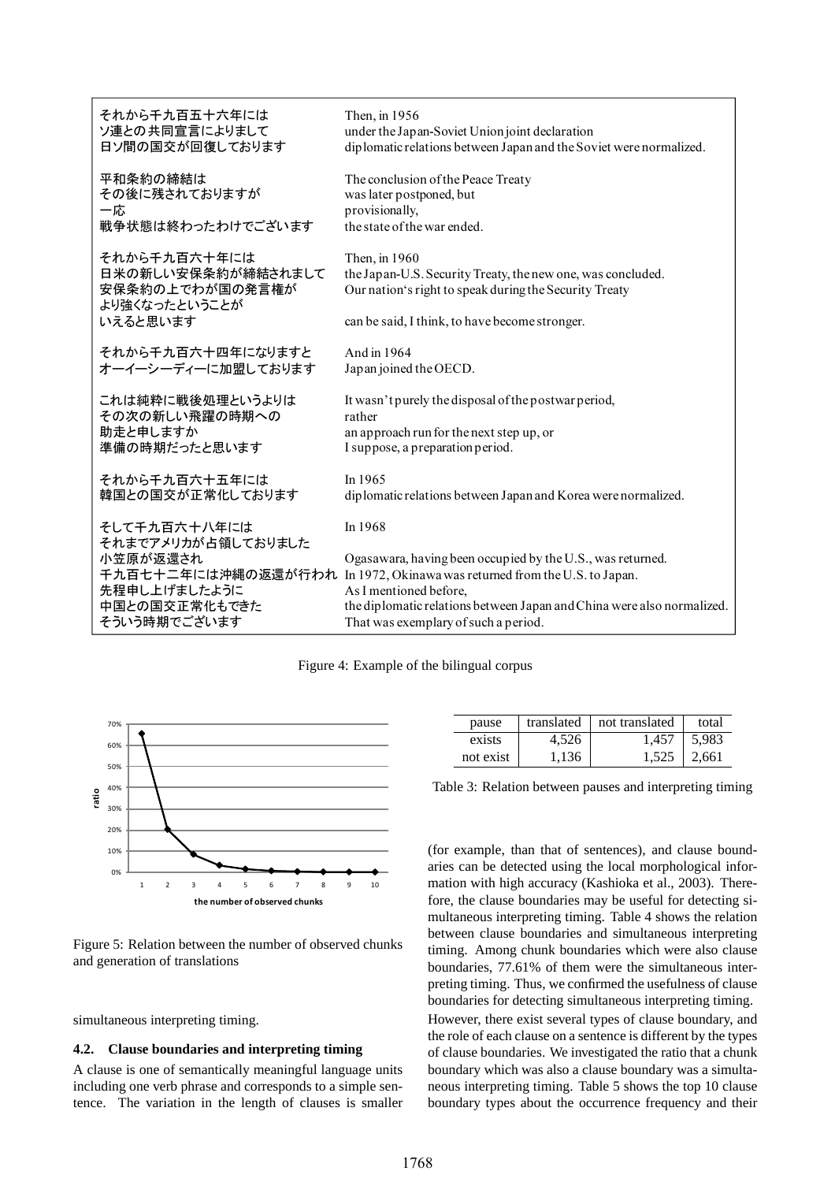| | |
|---|---|
| それから千九百五十六年には<br>ソ連との共同宣言によりまして<br>日ソ間の国交が回復しております | Then, in 1956<br>under the Japan-Soviet Union joint declaration<br>diplomatic relations between Japan and the Soviet were normalized. |
| 平和条約の締結は<br>その後に残されておりますが<br>一応<br>戦争状態は終わったわけでございます | The conclusion of the Peace Treaty<br>was later postponed, but<br>provisionally,<br>the state of the war ended. |
| それから千九百六十年には<br>日米の新しい安保条約が締結されまして<br>安保条約の上でわが国の発言権が<br>より強くなったということが<br>いえると思います | Then, in 1960<br>the Japan-U.S. Security Treaty, the new one, was concluded.<br>Our nation's right to speak during the Security Treaty<br><br>can be said, I think, to have become stronger. |
| それから千九百六十四年になりますと<br>オーイーシーディーに加盟しております | And in 1964<br>Japan joined the OECD. |
| これは純粋に戦後処理というよりは<br>その次の新しい飛躍の時期への<br>助走と申しますか<br>準備の時期だったと思います | It wasn't purely the disposal of the postwar period,<br>rather<br>an approach run for the next step up, or<br>I suppose, a preparation period. |
| それから千九百六十五年には<br>韓国との国交が正常化しております | In 1965<br>diplomatic relations between Japan and Korea were normalized. |
| そして千九百六十八年には<br>それまでアメリカが占領しておりました<br>小笠原が返還され<br>千九百七十二年には沖縄の返還が行われ<br>先程申し上げましたように<br>中国との国交正常化もできた<br>そういう時期でございます | In 1968<br><br>Ogasawara, having been occupied by the U.S., was returned.<br>In 1972, Okinawa was returned from the U.S. to Japan.<br>As I mentioned before,<br>the diplomatic relations between Japan and China were also normalized.<br>That was exemplary of such a period. |

Figure 4: Example of the bilingual corpus

Figure 5: Relation between the number of observed chunks and generation of translations

simultaneous interpreting timing.

### 4.2. Clause boundaries and interpreting timing

A clause is one of semantically meaningful language units including one verb phrase and corresponds to a simple sentence. The variation in the length of clauses is smaller (for example, than that of sentences), and clause boundaries can be detected using the local morphological information with high accuracy (Kashioka et al., 2003). Therefore, the clause boundaries may be useful for detecting simultaneous interpreting timing. Table 4 shows the relation between clause boundaries and simultaneous interpreting timing. Among chunk boundaries which were also clause boundaries, 77.61% of them were the simultaneous interpreting timing. Thus, we confirmed the usefulness of clause boundaries for detecting simultaneous interpreting timing.

| pause | translated | not translated | total |
|---|---|---|---|
| exists | 4,526 | 1,457 | 5,983 |
| not exist | 1,136 | 1,525 | 2,661 |

Table 3: Relation between pauses and interpreting timing

However, there exist several types of clause boundary, and the role of each clause on a sentence is different by the types of clause boundaries. We investigated the ratio that a chunk boundary which was also a clause boundary was a simultaneous interpreting timing. Table 5 shows the top 10 clause boundary types about the occurrence frequency and their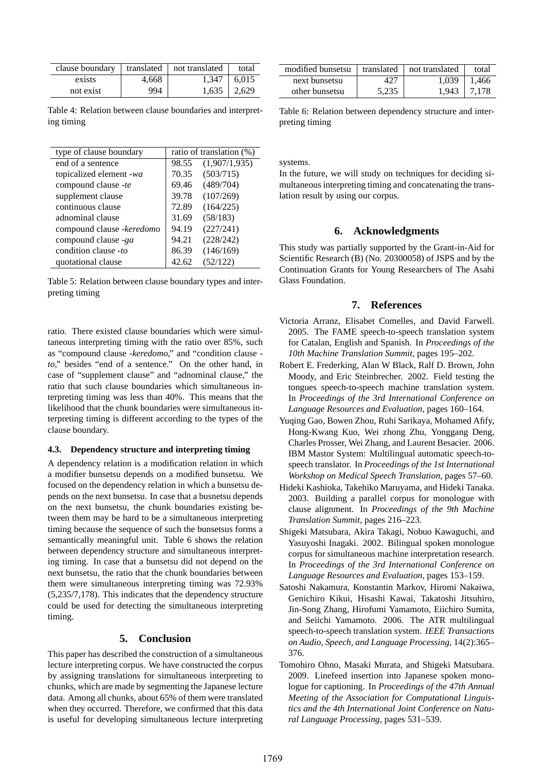| clause boundary | translated | not translated | total |
|---|---|---|---|
| exists | 4,668 | 1,347 | 6,015 |
| not exist | 994 | 1,635 | 2,629 |

Table 4: Relation between clause boundaries and interpreting timing

| type of clause boundary | ratio of translation (%) | |
|---|---|---|
| end of a sentence | 98.55 | (1,907/1,935) |
| topicalized element *-wa* | 70.35 | (503/715) |
| compound clause *-te* | 69.46 | (489/704) |
| supplement clause | 39.78 | (107/269) |
| continuous clause | 72.89 | (164/225) |
| adnominal clause | 31.69 | (58/183) |
| compound clause *-keredomo* | 94.19 | (227/241) |
| compound clause *-ga* | 94.21 | (228/242) |
| condition clause *-to* | 86.39 | (146/169) |
| quotational clause | 42.62 | (52/122) |

Table 5: Relation between clause boundary types and interpreting timing

ratio. There existed clause boundaries which were simultaneous interpreting timing with the ratio over 85%, such as "compound clause *-keredomo*," and "condition clause *-to*," besides "end of a sentence." On the other hand, in case of "supplement clause" and "adnominal clause," the ratio that such clause boundaries which simultaneous interpreting timing was less than 40%. This means that the likelihood that the chunk boundaries were simultaneous interpreting timing is different according to the types of the clause boundary.

### 4.3. Dependency structure and interpreting timing

A dependency relation is a modification relation in which a modifier bunsetsu depends on a modified bunsetsu. We focused on the dependency relation in which a bunsetsu depends on the next bunsetsu. In case that a busnetsu depends on the next bunsetsu, the chunk boundaries existing between them may be hard to be a simultaneous interpreting timing because the sequence of such the bunsetsus forms a semantically meaningful unit. Table 6 shows the relation between dependency structure and simultaneous interpreting timing. In case that a bunsetsu did not depend on the next bunsetsu, the ratio that the chunk boundaries between them were simultaneous interpreting timing was 72.93% (5,235/7,178). This indicates that the dependency structure could be used for detecting the simultaneous interpreting timing.

## 5. Conclusion

This paper has described the construction of a simultaneous lecture interpreting corpus. We have constructed the corpus by assigning translations for simultaneous interpreting to chunks, which are made by segmenting the Japanese lecture data. Among all chunks, about 65% of them were translated when they occurred. Therefore, we confirmed that this data is useful for developing simultaneous lecture interpreting systems.

| modified bunsetsu | translated | not translated | total |
|---|---|---|---|
| next bunsetsu | 427 | 1,039 | 1,466 |
| other bunsetsu | 5,235 | 1,943 | 7,178 |

Table 6: Relation between dependency structure and interpreting timing

In the future, we will study on techniques for deciding simultaneous interpreting timing and concatenating the translation result by using our corpus.

## 6. Acknowledgments

This study was partially supported by the Grant-in-Aid for Scientific Research (B) (No. 20300058) of JSPS and by the Continuation Grants for Young Researchers of The Asahi Glass Foundation.

## 7. References

Victoria Arranz, Elisabet Comelles, and David Farwell. 2005. The FAME speech-to-speech translation system for Catalan, English and Spanish. In *Proceedings of the 10th Machine Translation Summit*, pages 195–202.

Robert E. Frederking, Alan W Black, Ralf D. Brown, John Moody, and Eric Steinbrecher. 2002. Field testing the tongues speech-to-speech machine translation system. In *Proceedings of the 3rd International Conference on Language Resources and Evaluation*, pages 160–164.

Yuqing Gao, Bowen Zhou, Ruhi Sarikaya, Mohamed Afify, Hong-Kwang Kuo, Wei zhong Zhu, Yonggang Deng, Charles Prosser, Wei Zhang, and Laurent Besacier. 2006. IBM Mastor System: Multilingual automatic speech-to-speech translator. In *Proceedings of the 1st International Workshop on Medical Speech Translation*, pages 57–60.

Hideki Kashioka, Takehiko Maruyama, and Hideki Tanaka. 2003. Building a parallel corpus for monologue with clause alignment. In *Proceedings of the 9th Machine Translation Summit*, pages 216–223.

Shigeki Matsubara, Akira Takagi, Nobuo Kawaguchi, and Yasuyoshi Inagaki. 2002. Bilingual spoken monologue corpus for simultaneous machine interpretation research. In *Proceedings of the 3rd International Conference on Language Resources and Evaluation*, pages 153–159.

Satoshi Nakamura, Konstantin Markov, Hiromi Nakaiwa, Genichiro Kikui, Hisashi Kawai, Takatoshi Jitsuhiro, Jin-Song Zhang, Hirofumi Yamamoto, Eiichiro Sumita, and Seiichi Yamamoto. 2006. The ATR multilingual speech-to-speech translation system. *IEEE Transactions on Audio, Speech, and Language Processing*, 14(2):365–376.

Tomohiro Ohno, Masaki Murata, and Shigeki Matsubara. 2009. Linefeed insertion into Japanese spoken monologue for captioning. In *Proceedings of the 47th Annual Meeting of the Association for Computational Linguistics and the 4th International Joint Conference on Natural Language Processing*, pages 531–539.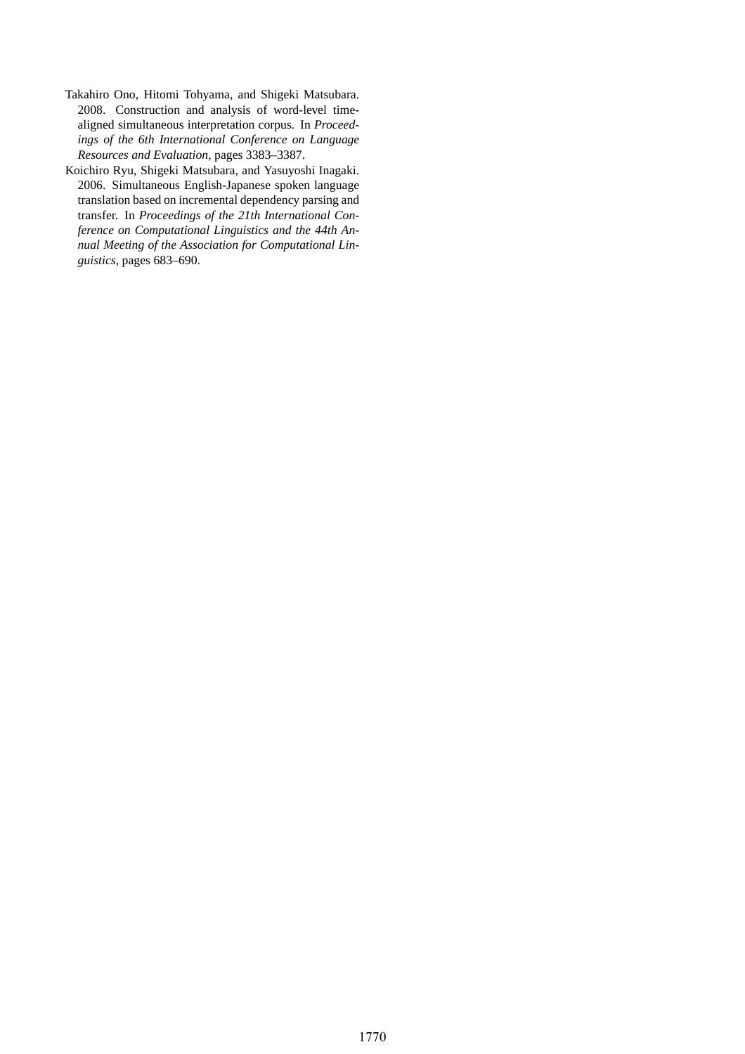Takahiro Ono, Hitomi Tohyama, and Shigeki Matsubara. 2008. Construction and analysis of word-level time-aligned simultaneous interpretation corpus. In *Proceedings of the 6th International Conference on Language Resources and Evaluation*, pages 3383–3387.

Koichiro Ryu, Shigeki Matsubara, and Yasuyoshi Inagaki. 2006. Simultaneous English-Japanese spoken language translation based on incremental dependency parsing and transfer. In *Proceedings of the 21th International Conference on Computational Linguistics and the 44th Annual Meeting of the Association for Computational Linguistics*, pages 683–690.